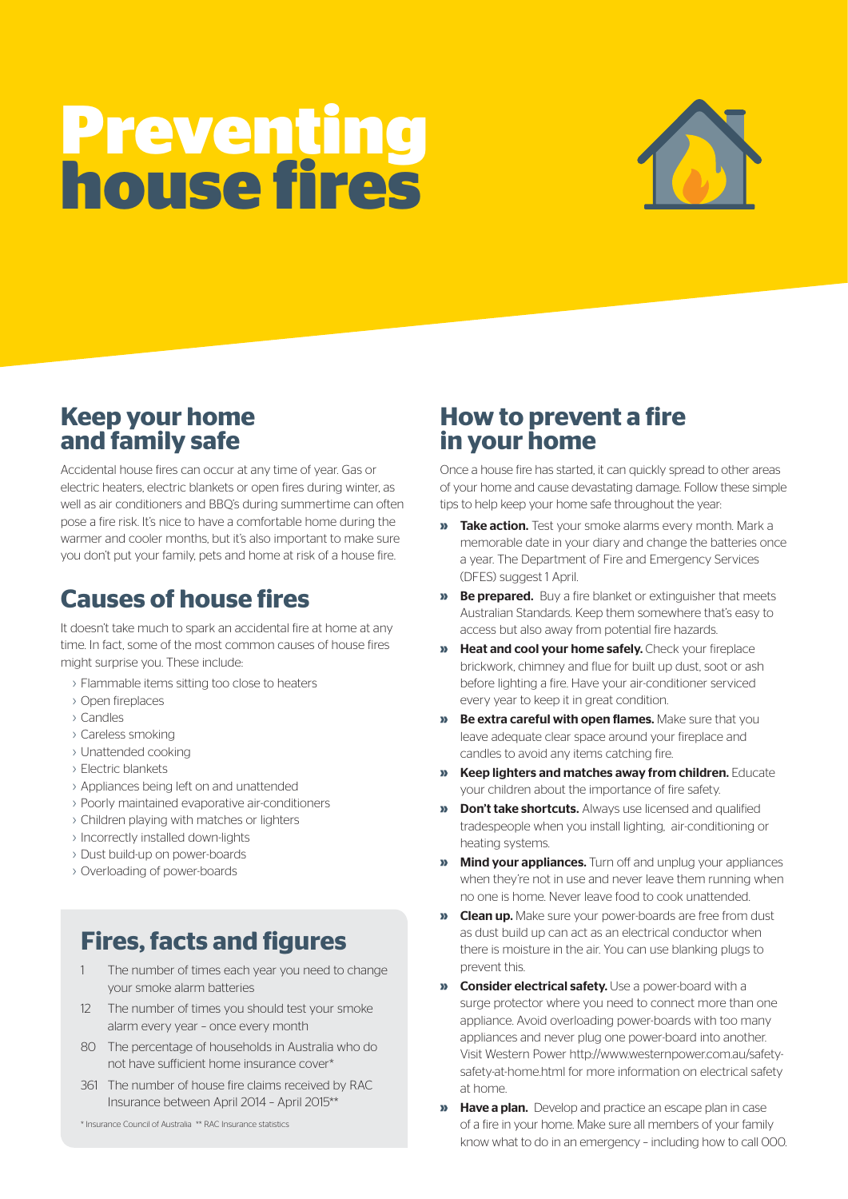# Preventing house fires

## Keep your home and family safe

Accidental house fires can occur at any time of year. Gas or electric heaters, electric blankets or open fires during winter, as well as air conditioners and BBQ's during summertime can often pose a fire risk. It's nice to have a comfortable home during the warmer and cooler months, but it's also important to make sure you don't put your family, pets and home at risk of a house fire.

## Causes of house fires

It doesn't take much to spark an accidental fire at home at any time. In fact, some of the most common causes of house fires might surprise you. These include:

- Flammable items sitting too close to heaters
- Open fireplaces
- Candles
- Careless smoking
- Unattended cooking
- Electric blankets
- Appliances being left on and unattended
- Poorly maintained evaporative air-conditioners
- Children playing with matches or lighters
- Incorrectly installed down-lights
- Dust build-up on power-boards
- Overloading of power-boards

## Fires, facts and figures

- **1** The number of times each year you need to change your smoke alarm batteries
- **12** The number of times you should test your smoke alarm every year – once every month
- **80** The percentage of households in Australia who do not have sufficient home insurance cover*
- **361** The number of house fire claims received by RAC Insurance between April 2014 – April 2015**

\* Insurance Council of Australia \*\* RAC Insurance statistics

## How to prevent a fire in your home

Once a house fire has started, it can quickly spread to other areas of your home and cause devastating damage. Follow these simple tips to help keep your home safe throughout the year:

- **Take action.** Test your smoke alarms every month. Mark a memorable date in your diary and change the batteries once a year. The Department of Fire and Emergency Services (DFES) suggest 1 April.
- **Be prepared.** Buy a fire blanket or extinguisher that meets Australian Standards. Keep them somewhere that's easy to access but also away from potential fire hazards.
- **Heat and cool your home safely.** Check your fireplace brickwork, chimney and flue for built up dust, soot or ash before lighting a fire. Have your air-conditioner serviced every year to keep it in great condition.
- **Be extra careful with open flames.** Make sure that you leave adequate clear space around your fireplace and candles to avoid any items catching fire.
- **Keep lighters and matches away from children.** Educate your children about the importance of fire safety.
- **Don't take shortcuts.** Always use licensed and qualified tradespeople when you install lighting, air-conditioning or heating systems.
- **Mind your appliances.** Turn off and unplug your appliances when they're not in use and never leave them running when no one is home. Never leave food to cook unattended.
- **Clean up.** Make sure your power-boards are free from dust as dust build up can act as an electrical conductor when there is moisture in the air. You can use blanking plugs to prevent this.
- **Consider electrical safety.** Use a power-board with a surge protector where you need to connect more than one appliance. Avoid overloading power-boards with too many appliances and never plug one power-board into another. Visit Western Power http://www.westernpower.com.au/safety-safety-at-home.html for more information on electrical safety at home.
- **Have a plan.** Develop and practice an escape plan in case of a fire in your home. Make sure all members of your family know what to do in an emergency – including how to call 000.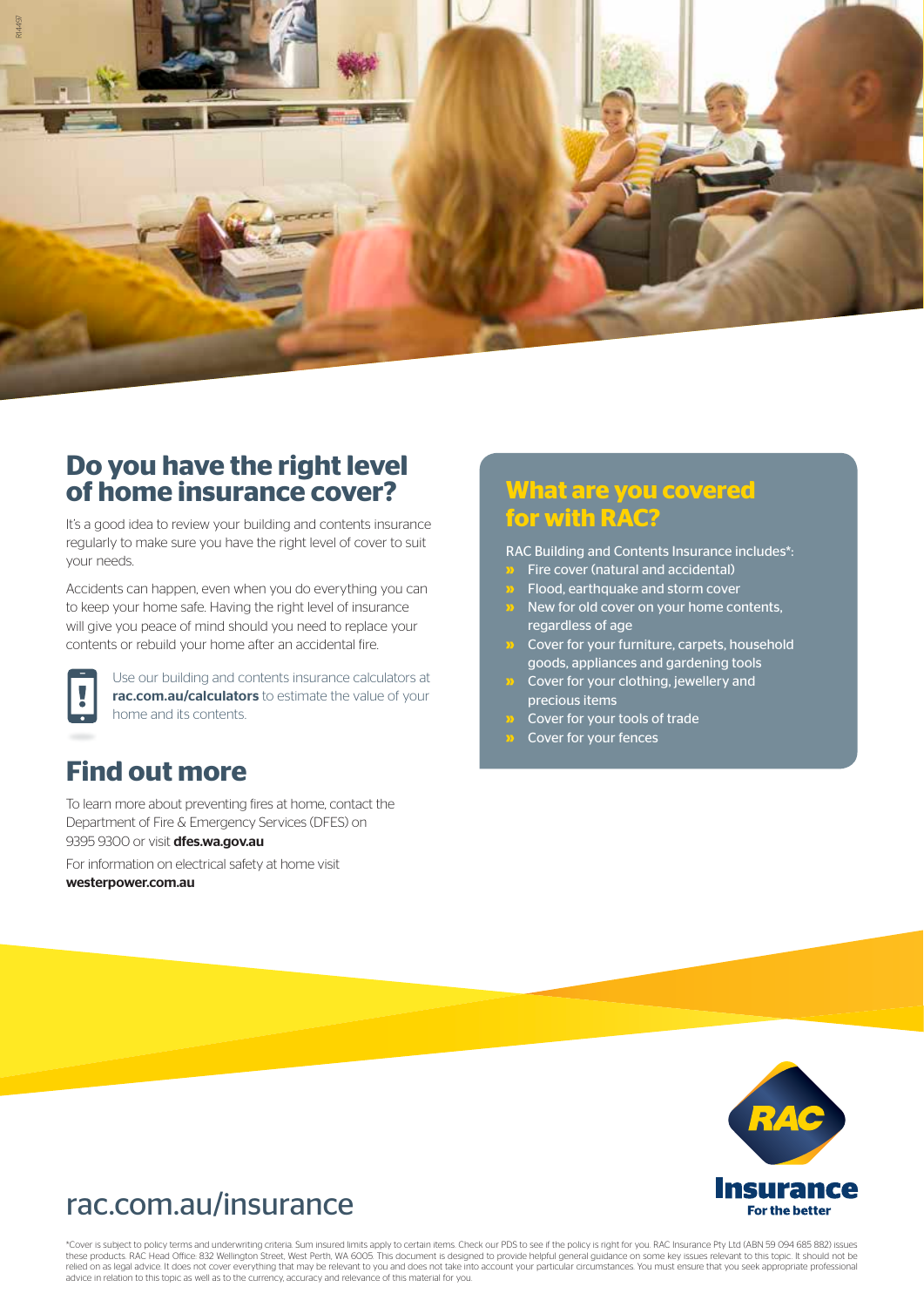## Do you have the right level of home insurance cover?

It's a good idea to review your building and contents insurance regularly to make sure you have the right level of cover to suit your needs.

Accidents can happen, even when you do everything you can to keep your home safe. Having the right level of insurance will give you peace of mind should you need to replace your contents or rebuild your home after an accidental fire.

Use our building and contents insurance calculators at **rac.com.au/calculators** to estimate the value of your home and its contents.

## Find out more

To learn more about preventing fires at home, contact the Department of Fire & Emergency Services (DFES) on 9395 9300 or visit **dfes.wa.gov.au**

For information on electrical safety at home visit **westerpower.com.au**

## What are you covered for with RAC?

RAC Building and Contents Insurance includes*:

- Fire cover (natural and accidental)
- Flood, earthquake and storm cover
- New for old cover on your home contents, regardless of age
- Cover for your furniture, carpets, household goods, appliances and gardening tools
- Cover for your clothing, jewellery and precious items
- Cover for your tools of trade
- Cover for your fences

rac.com.au/insurance

RAC Insurance
For the better

*Cover is subject to policy terms and underwriting criteria. Sum insured limits apply to certain items. Check our PDS to see if the policy is right for you. RAC Insurance Pty Ltd (ABN 59 094 685 882) issues these products. RAC Head Office: 832 Wellington Street, West Perth, WA 6005. This document is designed to provide helpful general guidance on some key issues relevant to this topic. It should not be relied on as legal advice. It does not cover everything that may be relevant to you and does not take into account your particular circumstances. You must ensure that you seek appropriate professional advice in relation to this topic as well as to the currency, accuracy and relevance of this material for you.